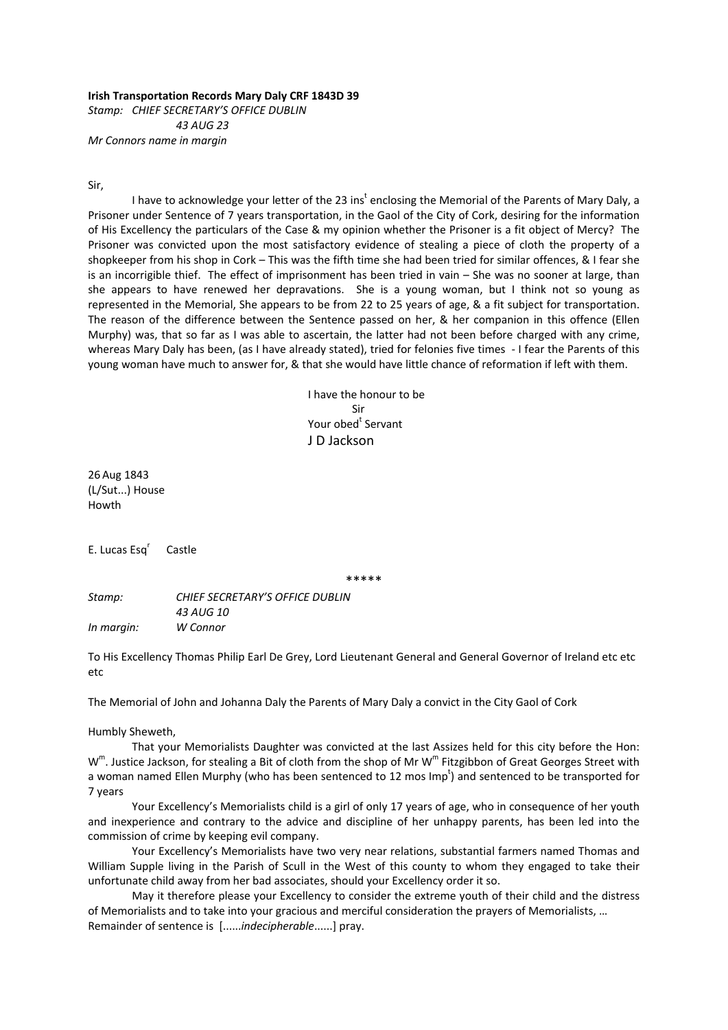**Irish Transportation Records Mary Daly CRF 1843D 39**
*Stamp: CHIEF SECRETARY'S OFFICE DUBLIN*
*43 AUG 23*
*Mr Connors name in margin*

Sir,

I have to acknowledge your letter of the 23 ins[t] enclosing the Memorial of the Parents of Mary Daly, a Prisoner under Sentence of 7 years transportation, in the Gaol of the City of Cork, desiring for the information of His Excellency the particulars of the Case & my opinion whether the Prisoner is a fit object of Mercy? The Prisoner was convicted upon the most satisfactory evidence of stealing a piece of cloth the property of a shopkeeper from his shop in Cork – This was the fifth time she had been tried for similar offences, & I fear she is an incorrigible thief. The effect of imprisonment has been tried in vain – She was no sooner at large, than she appears to have renewed her depravations. She is a young woman, but I think not so young as represented in the Memorial, She appears to be from 22 to 25 years of age, & a fit subject for transportation. The reason of the difference between the Sentence passed on her, & her companion in this offence (Ellen Murphy) was, that so far as I was able to ascertain, the latter had not been before charged with any crime, whereas Mary Daly has been, (as I have already stated), tried for felonies five times - I fear the Parents of this young woman have much to answer for, & that she would have little chance of reformation if left with them.

I have the honour to be
Sir
Your obed[t] Servant
J D Jackson

26 Aug 1843
(L/Sut...) House
Howth

E. Lucas Esq[r] Castle

\*\*\*\*\*

| | |
|---|---|
| *Stamp:* | *CHIEF SECRETARY'S OFFICE DUBLIN* |
| | *43 AUG 10* |
| *In margin:* | *W Connor* |

To His Excellency Thomas Philip Earl De Grey, Lord Lieutenant General and General Governor of Ireland etc etc etc

The Memorial of John and Johanna Daly the Parents of Mary Daly a convict in the City Gaol of Cork

Humbly Sheweth,

That your Memorialists Daughter was convicted at the last Assizes held for this city before the Hon: W[m]. Justice Jackson, for stealing a Bit of cloth from the shop of Mr W[m] Fitzgibbon of Great Georges Street with a woman named Ellen Murphy (who has been sentenced to 12 mos Imp[t]) and sentenced to be transported for 7 years

Your Excellency's Memorialists child is a girl of only 17 years of age, who in consequence of her youth and inexperience and contrary to the advice and discipline of her unhappy parents, has been led into the commission of crime by keeping evil company.

Your Excellency's Memorialists have two very near relations, substantial farmers named Thomas and William Supple living in the Parish of Scull in the West of this county to whom they engaged to take their unfortunate child away from her bad associates, should your Excellency order it so.

May it therefore please your Excellency to consider the extreme youth of their child and the distress of Memorialists and to take into your gracious and merciful consideration the prayers of Memorialists, … Remainder of sentence is [......*indecipherable*......] pray.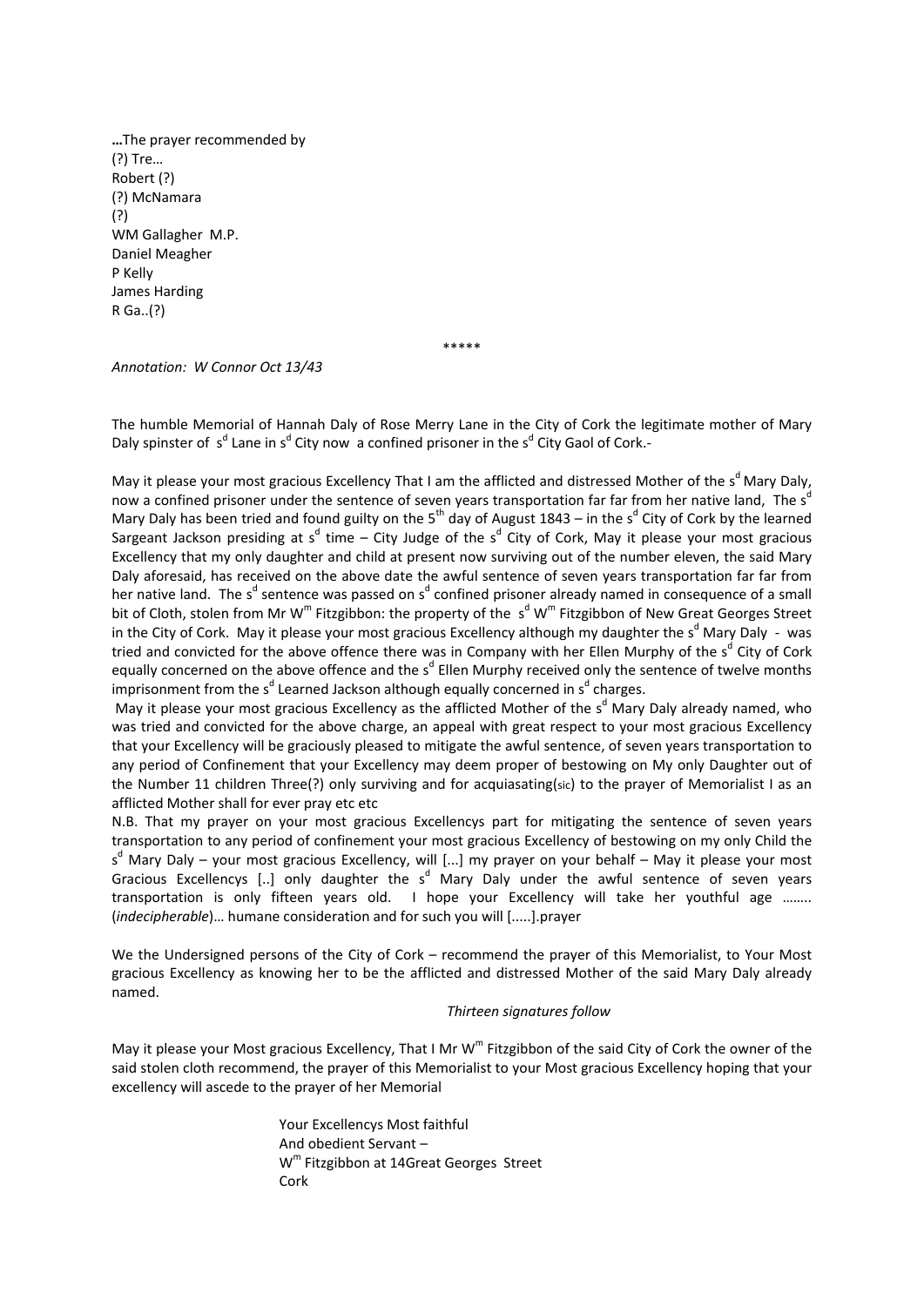**…**The prayer recommended by
(?) Tre…
Robert (?)
(?) McNamara
(?)
WM Gallagher M.P.
Daniel Meagher
P Kelly
James Harding
R Ga..(?)

\*\*\*\*\*

*Annotation: W Connor Oct 13/43*

The humble Memorial of Hannah Daly of Rose Merry Lane in the City of Cork the legitimate mother of Mary Daly spinster of s[d] Lane in s[d] City now a confined prisoner in the s[d] City Gaol of Cork.-

May it please your most gracious Excellency That I am the afflicted and distressed Mother of the s[d] Mary Daly, now a confined prisoner under the sentence of seven years transportation far far from her native land, The s[d] Mary Daly has been tried and found guilty on the 5[th] day of August 1843 – in the s[d] City of Cork by the learned Sargeant Jackson presiding at s[d] time – City Judge of the s[d] City of Cork, May it please your most gracious Excellency that my only daughter and child at present now surviving out of the number eleven, the said Mary Daly aforesaid, has received on the above date the awful sentence of seven years transportation far far from her native land. The s[d] sentence was passed on s[d] confined prisoner already named in consequence of a small bit of Cloth, stolen from Mr W[m] Fitzgibbon: the property of the s[d] W[m] Fitzgibbon of New Great Georges Street in the City of Cork. May it please your most gracious Excellency although my daughter the s[d] Mary Daly - was tried and convicted for the above offence there was in Company with her Ellen Murphy of the s[d] City of Cork equally concerned on the above offence and the s[d] Ellen Murphy received only the sentence of twelve months imprisonment from the s[d] Learned Jackson although equally concerned in s[d] charges.

May it please your most gracious Excellency as the afflicted Mother of the s[d] Mary Daly already named, who was tried and convicted for the above charge, an appeal with great respect to your most gracious Excellency that your Excellency will be graciously pleased to mitigate the awful sentence, of seven years transportation to any period of Confinement that your Excellency may deem proper of bestowing on My only Daughter out of the Number 11 children Three(?) only surviving and for acquiasating(sic) to the prayer of Memorialist I as an afflicted Mother shall for ever pray etc etc

N.B. That my prayer on your most gracious Excellencys part for mitigating the sentence of seven years transportation to any period of confinement your most gracious Excellency of bestowing on my only Child the s[d] Mary Daly – your most gracious Excellency, will [...] my prayer on your behalf – May it please your most Gracious Excellencys [..] only daughter the s[d] Mary Daly under the awful sentence of seven years transportation is only fifteen years old. I hope your Excellency will take her youthful age …….. (*indecipherable*)… humane consideration and for such you will [.....].prayer

We the Undersigned persons of the City of Cork – recommend the prayer of this Memorialist, to Your Most gracious Excellency as knowing her to be the afflicted and distressed Mother of the said Mary Daly already named.

*Thirteen signatures follow*

May it please your Most gracious Excellency, That I Mr W[m] Fitzgibbon of the said City of Cork the owner of the said stolen cloth recommend, the prayer of this Memorialist to your Most gracious Excellency hoping that your excellency will ascede to the prayer of her Memorial

Your Excellencys Most faithful
And obedient Servant –
W[m] Fitzgibbon at 14Great Georges Street
Cork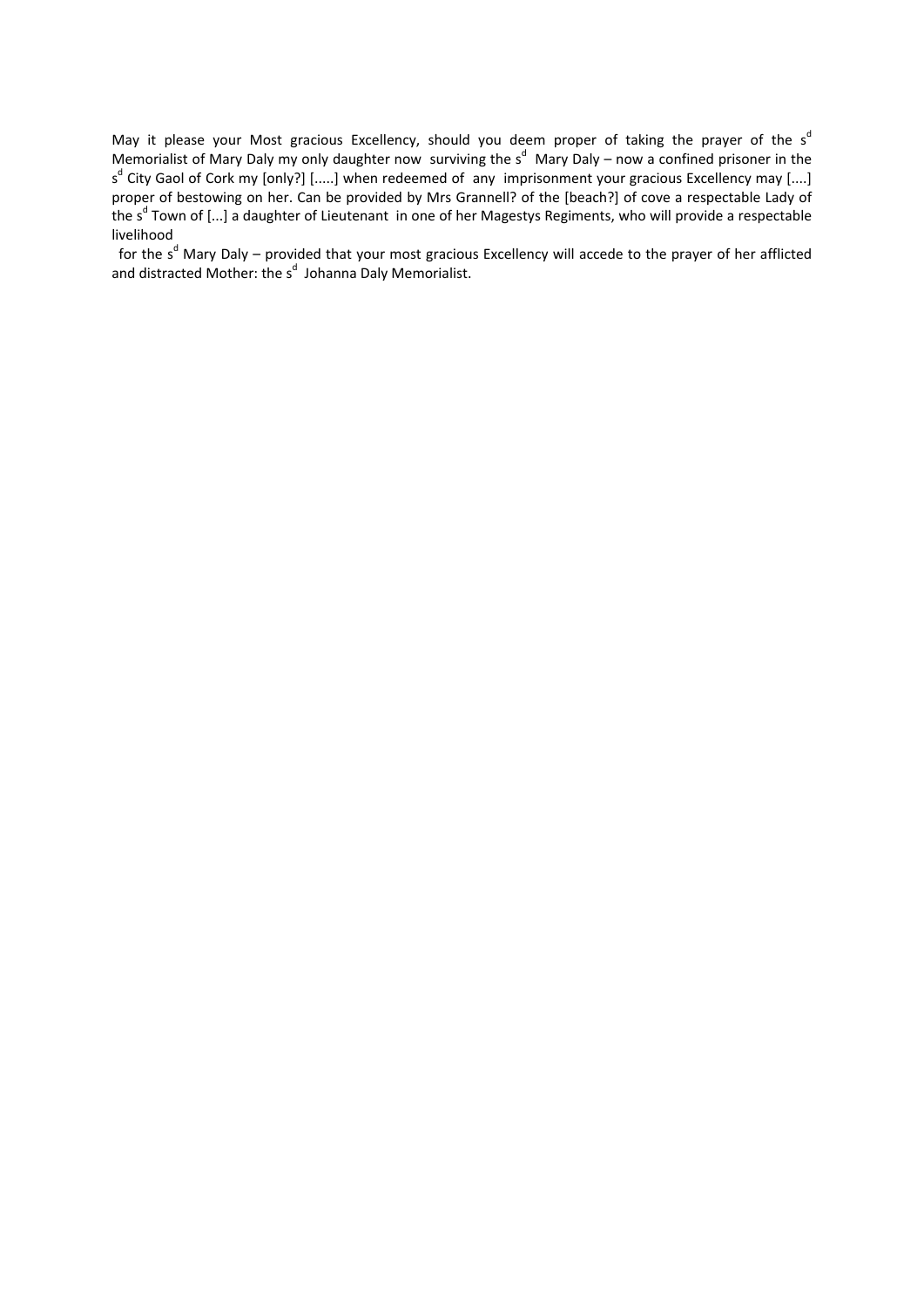May it please your Most gracious Excellency, should you deem proper of taking the prayer of the s[d] Memorialist of Mary Daly my only daughter now surviving the s[d] Mary Daly – now a confined prisoner in the s[d] City Gaol of Cork my [only?] [.....] when redeemed of any imprisonment your gracious Excellency may [....] proper of bestowing on her. Can be provided by Mrs Grannell? of the [beach?] of cove a respectable Lady of the s[d] Town of [...] a daughter of Lieutenant in one of her Magestys Regiments, who will provide a respectable livelihood

for the s[d] Mary Daly – provided that your most gracious Excellency will accede to the prayer of her afflicted and distracted Mother: the s[d] Johanna Daly Memorialist.